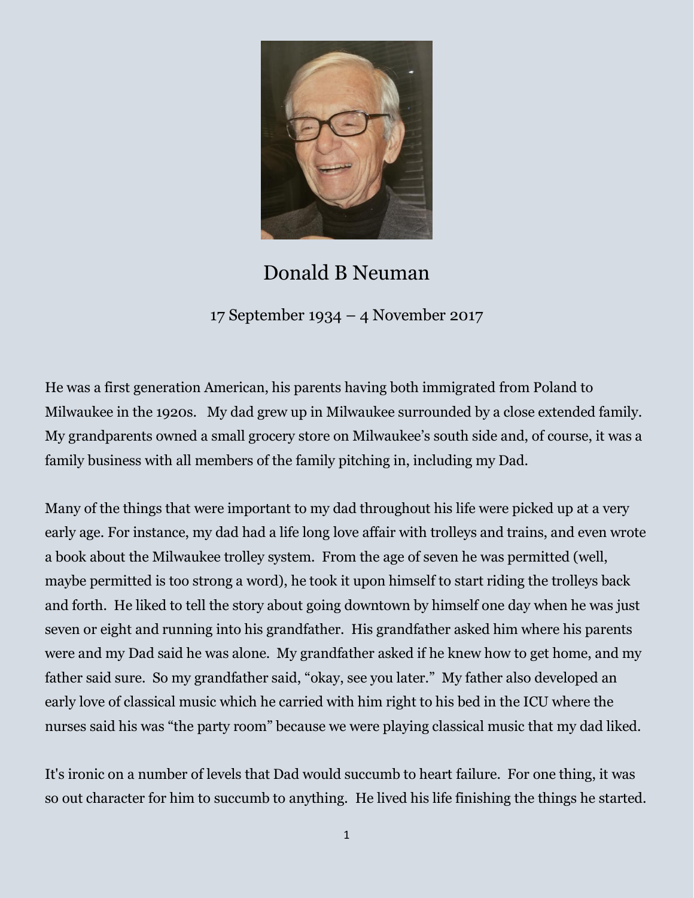# Donald B Neuman

17 September 1934 – 4 November 2017

He was a first generation American, his parents having both immigrated from Poland to Milwaukee in the 1920s. My dad grew up in Milwaukee surrounded by a close extended family. My grandparents owned a small grocery store on Milwaukee's south side and, of course, it was a family business with all members of the family pitching in, including my Dad.

Many of the things that were important to my dad throughout his life were picked up at a very early age. For instance, my dad had a life long love affair with trolleys and trains, and even wrote a book about the Milwaukee trolley system. From the age of seven he was permitted (well, maybe permitted is too strong a word), he took it upon himself to start riding the trolleys back and forth. He liked to tell the story about going downtown by himself one day when he was just seven or eight and running into his grandfather. His grandfather asked him where his parents were and my Dad said he was alone. My grandfather asked if he knew how to get home, and my father said sure. So my grandfather said, "okay, see you later." My father also developed an early love of classical music which he carried with him right to his bed in the ICU where the nurses said his was "the party room" because we were playing classical music that my dad liked.

It's ironic on a number of levels that Dad would succumb to heart failure. For one thing, it was so out character for him to succumb to anything. He lived his life finishing the things he started.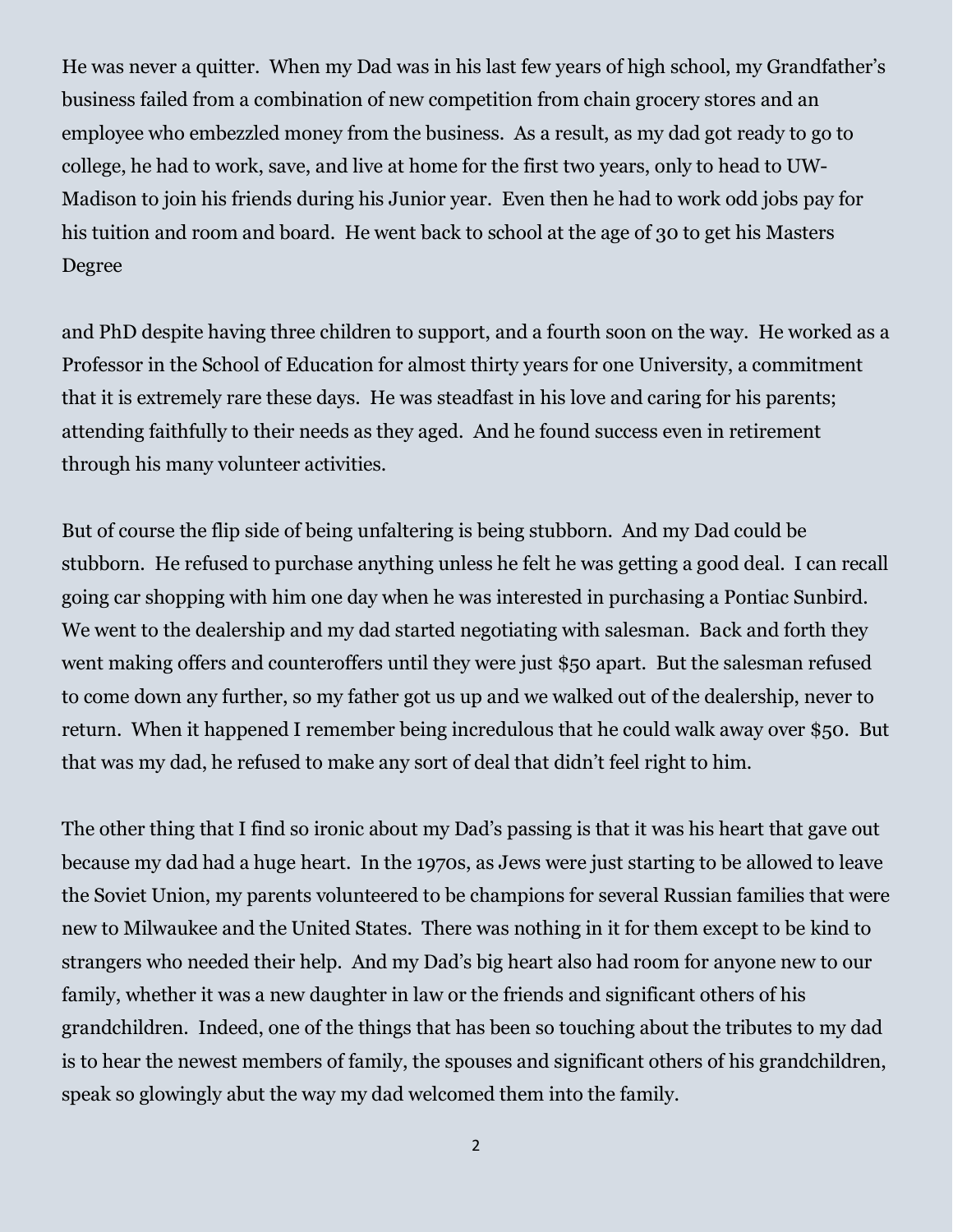He was never a quitter. When my Dad was in his last few years of high school, my Grandfather's business failed from a combination of new competition from chain grocery stores and an employee who embezzled money from the business. As a result, as my dad got ready to go to college, he had to work, save, and live at home for the first two years, only to head to UW-Madison to join his friends during his Junior year. Even then he had to work odd jobs pay for his tuition and room and board. He went back to school at the age of 30 to get his Masters Degree

and PhD despite having three children to support, and a fourth soon on the way. He worked as a Professor in the School of Education for almost thirty years for one University, a commitment that it is extremely rare these days. He was steadfast in his love and caring for his parents; attending faithfully to their needs as they aged. And he found success even in retirement through his many volunteer activities.

But of course the flip side of being unfaltering is being stubborn. And my Dad could be stubborn. He refused to purchase anything unless he felt he was getting a good deal. I can recall going car shopping with him one day when he was interested in purchasing a Pontiac Sunbird. We went to the dealership and my dad started negotiating with salesman. Back and forth they went making offers and counteroffers until they were just $50 apart. But the salesman refused to come down any further, so my father got us up and we walked out of the dealership, never to return. When it happened I remember being incredulous that he could walk away over $50. But that was my dad, he refused to make any sort of deal that didn't feel right to him.

The other thing that I find so ironic about my Dad's passing is that it was his heart that gave out because my dad had a huge heart. In the 1970s, as Jews were just starting to be allowed to leave the Soviet Union, my parents volunteered to be champions for several Russian families that were new to Milwaukee and the United States. There was nothing in it for them except to be kind to strangers who needed their help. And my Dad's big heart also had room for anyone new to our family, whether it was a new daughter in law or the friends and significant others of his grandchildren. Indeed, one of the things that has been so touching about the tributes to my dad is to hear the newest members of family, the spouses and significant others of his grandchildren, speak so glowingly abut the way my dad welcomed them into the family.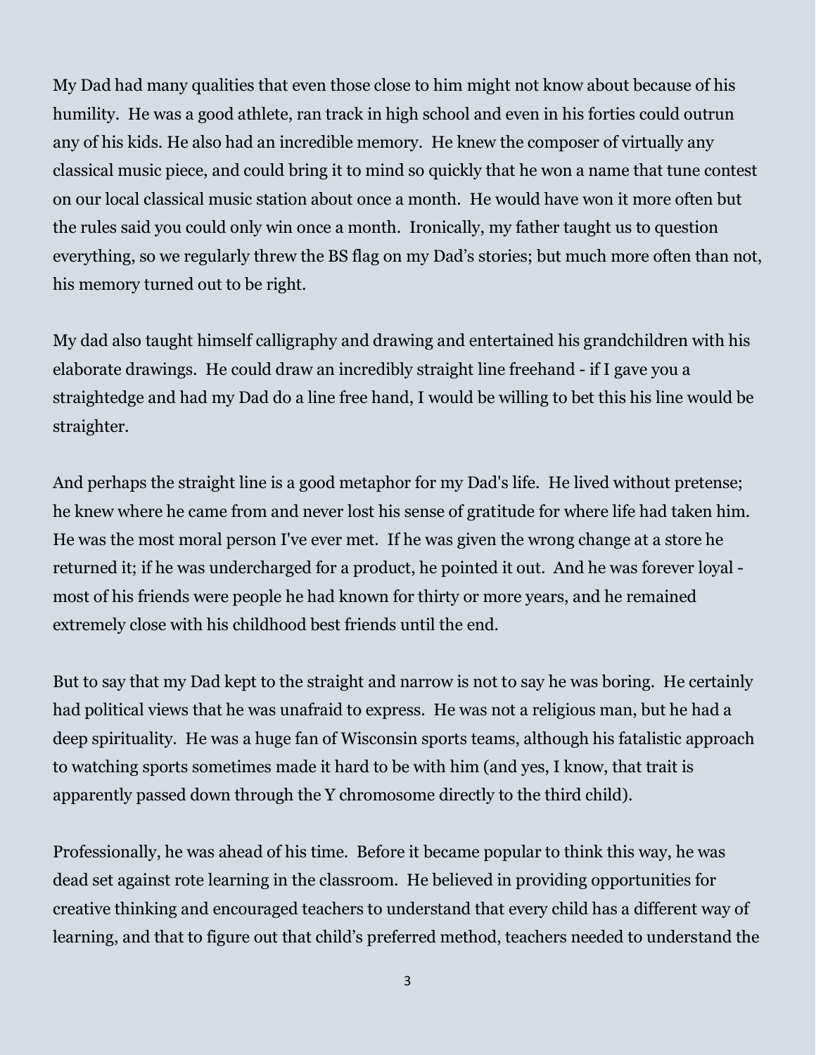My Dad had many qualities that even those close to him might not know about because of his humility.  He was a good athlete, ran track in high school and even in his forties could outrun any of his kids. He also had an incredible memory.  He knew the composer of virtually any classical music piece, and could bring it to mind so quickly that he won a name that tune contest on our local classical music station about once a month.  He would have won it more often but the rules said you could only win once a month.  Ironically, my father taught us to question everything, so we regularly threw the BS flag on my Dad's stories; but much more often than not, his memory turned out to be right.

My dad also taught himself calligraphy and drawing and entertained his grandchildren with his elaborate drawings.  He could draw an incredibly straight line freehand - if I gave you a straightedge and had my Dad do a line free hand, I would be willing to bet this his line would be straighter.

And perhaps the straight line is a good metaphor for my Dad's life.  He lived without pretense; he knew where he came from and never lost his sense of gratitude for where life had taken him.  He was the most moral person I've ever met.  If he was given the wrong change at a store he returned it; if he was undercharged for a product, he pointed it out.  And he was forever loyal - most of his friends were people he had known for thirty or more years, and he remained extremely close with his childhood best friends until the end.

But to say that my Dad kept to the straight and narrow is not to say he was boring.  He certainly had political views that he was unafraid to express.  He was not a religious man, but he had a deep spirituality.  He was a huge fan of Wisconsin sports teams, although his fatalistic approach to watching sports sometimes made it hard to be with him (and yes, I know, that trait is apparently passed down through the Y chromosome directly to the third child).

Professionally, he was ahead of his time.  Before it became popular to think this way, he was dead set against rote learning in the classroom.  He believed in providing opportunities for creative thinking and encouraged teachers to understand that every child has a different way of learning, and that to figure out that child's preferred method, teachers needed to understand the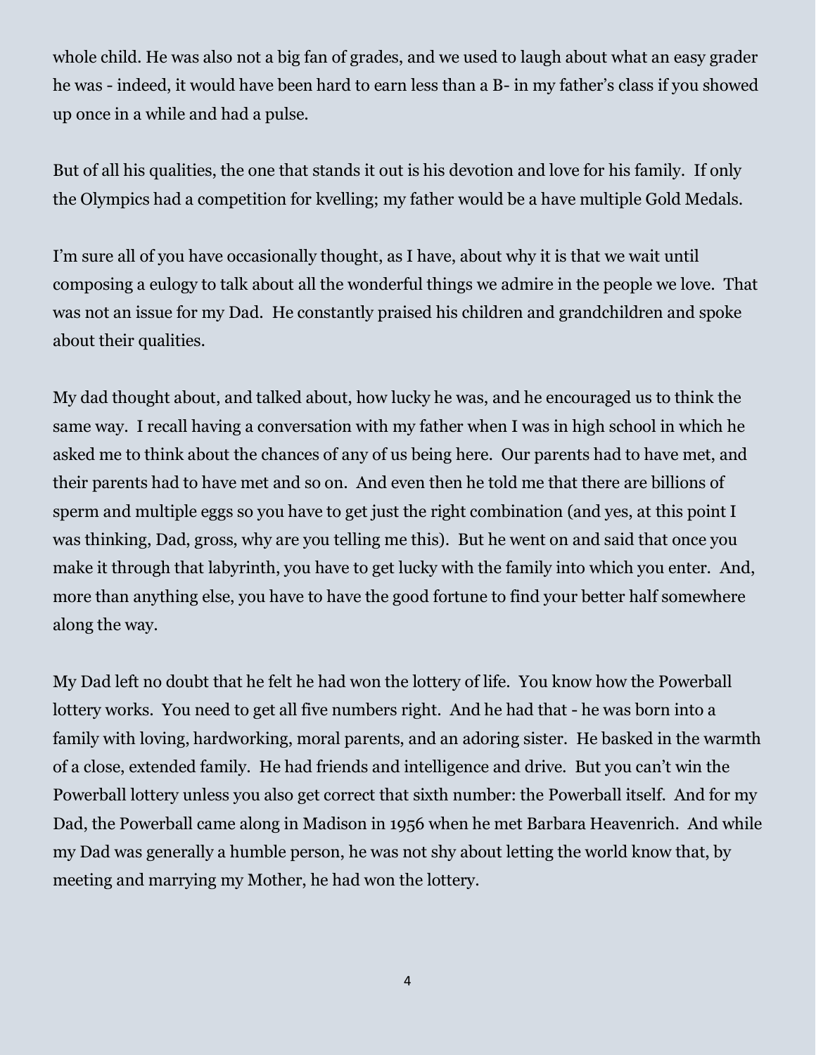whole child. He was also not a big fan of grades, and we used to laugh about what an easy grader he was - indeed, it would have been hard to earn less than a B- in my father's class if you showed up once in a while and had a pulse.

But of all his qualities, the one that stands it out is his devotion and love for his family. If only the Olympics had a competition for kvelling; my father would be a have multiple Gold Medals.

I'm sure all of you have occasionally thought, as I have, about why it is that we wait until composing a eulogy to talk about all the wonderful things we admire in the people we love. That was not an issue for my Dad. He constantly praised his children and grandchildren and spoke about their qualities.

My dad thought about, and talked about, how lucky he was, and he encouraged us to think the same way. I recall having a conversation with my father when I was in high school in which he asked me to think about the chances of any of us being here. Our parents had to have met, and their parents had to have met and so on. And even then he told me that there are billions of sperm and multiple eggs so you have to get just the right combination (and yes, at this point I was thinking, Dad, gross, why are you telling me this). But he went on and said that once you make it through that labyrinth, you have to get lucky with the family into which you enter. And, more than anything else, you have to have the good fortune to find your better half somewhere along the way.

My Dad left no doubt that he felt he had won the lottery of life. You know how the Powerball lottery works. You need to get all five numbers right. And he had that - he was born into a family with loving, hardworking, moral parents, and an adoring sister. He basked in the warmth of a close, extended family. He had friends and intelligence and drive. But you can't win the Powerball lottery unless you also get correct that sixth number: the Powerball itself. And for my Dad, the Powerball came along in Madison in 1956 when he met Barbara Heavenrich. And while my Dad was generally a humble person, he was not shy about letting the world know that, by meeting and marrying my Mother, he had won the lottery.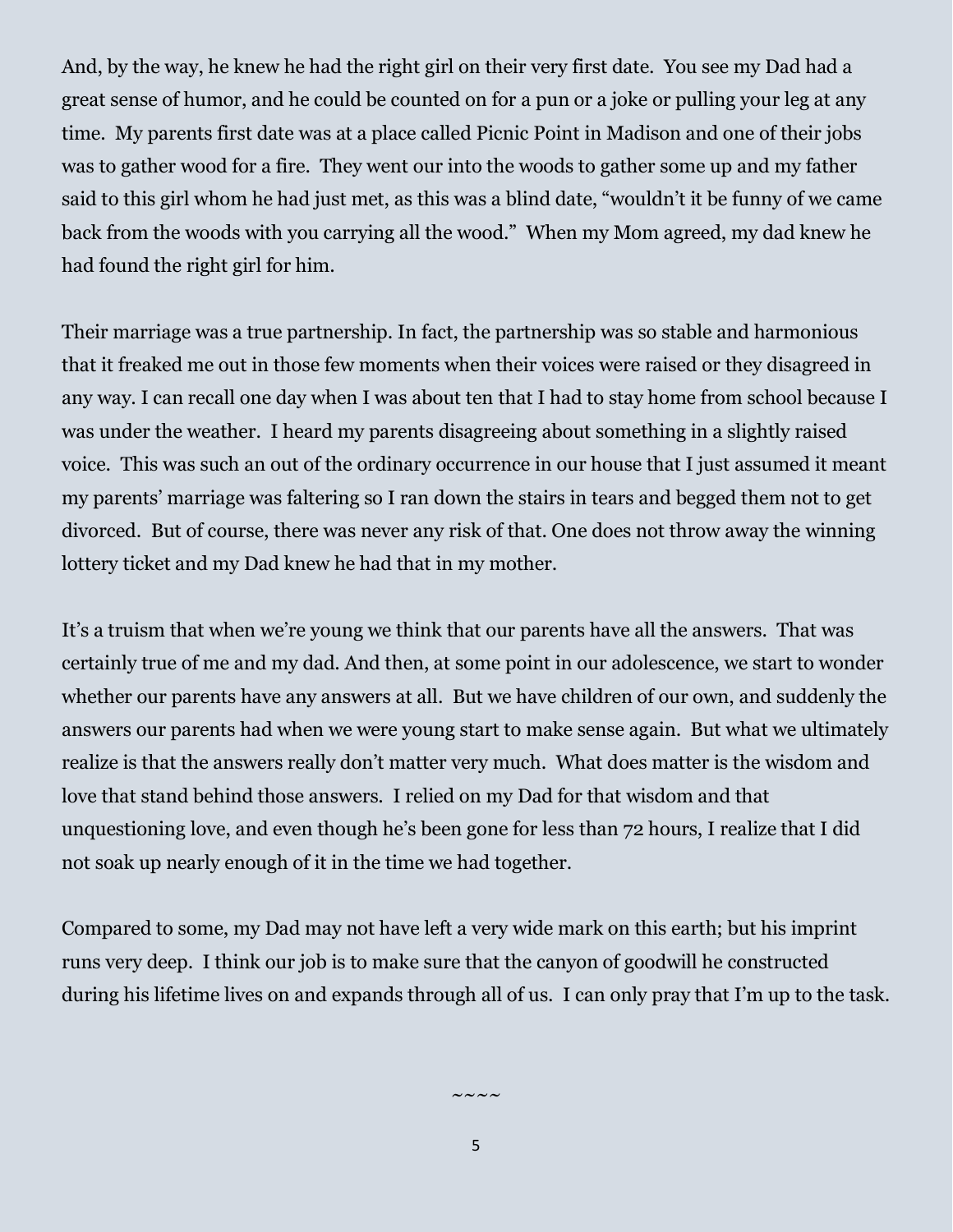And, by the way, he knew he had the right girl on their very first date. You see my Dad had a great sense of humor, and he could be counted on for a pun or a joke or pulling your leg at any time. My parents first date was at a place called Picnic Point in Madison and one of their jobs was to gather wood for a fire. They went our into the woods to gather some up and my father said to this girl whom he had just met, as this was a blind date, "wouldn't it be funny of we came back from the woods with you carrying all the wood." When my Mom agreed, my dad knew he had found the right girl for him.

Their marriage was a true partnership. In fact, the partnership was so stable and harmonious that it freaked me out in those few moments when their voices were raised or they disagreed in any way. I can recall one day when I was about ten that I had to stay home from school because I was under the weather. I heard my parents disagreeing about something in a slightly raised voice. This was such an out of the ordinary occurrence in our house that I just assumed it meant my parents' marriage was faltering so I ran down the stairs in tears and begged them not to get divorced. But of course, there was never any risk of that. One does not throw away the winning lottery ticket and my Dad knew he had that in my mother.

It's a truism that when we're young we think that our parents have all the answers. That was certainly true of me and my dad. And then, at some point in our adolescence, we start to wonder whether our parents have any answers at all. But we have children of our own, and suddenly the answers our parents had when we were young start to make sense again. But what we ultimately realize is that the answers really don't matter very much. What does matter is the wisdom and love that stand behind those answers. I relied on my Dad for that wisdom and that unquestioning love, and even though he's been gone for less than 72 hours, I realize that I did not soak up nearly enough of it in the time we had together.

Compared to some, my Dad may not have left a very wide mark on this earth; but his imprint runs very deep. I think our job is to make sure that the canyon of goodwill he constructed during his lifetime lives on and expands through all of us. I can only pray that I'm up to the task.

~~~~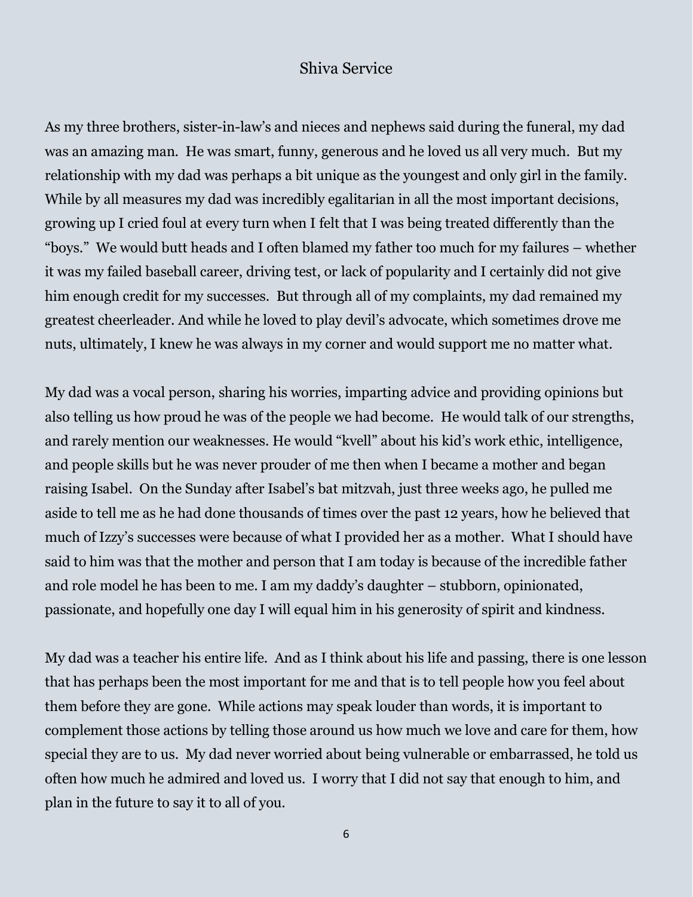# Shiva Service

As my three brothers, sister-in-law's and nieces and nephews said during the funeral, my dad was an amazing man. He was smart, funny, generous and he loved us all very much. But my relationship with my dad was perhaps a bit unique as the youngest and only girl in the family. While by all measures my dad was incredibly egalitarian in all the most important decisions, growing up I cried foul at every turn when I felt that I was being treated differently than the "boys." We would butt heads and I often blamed my father too much for my failures – whether it was my failed baseball career, driving test, or lack of popularity and I certainly did not give him enough credit for my successes. But through all of my complaints, my dad remained my greatest cheerleader. And while he loved to play devil's advocate, which sometimes drove me nuts, ultimately, I knew he was always in my corner and would support me no matter what.

My dad was a vocal person, sharing his worries, imparting advice and providing opinions but also telling us how proud he was of the people we had become. He would talk of our strengths, and rarely mention our weaknesses. He would "kvell" about his kid's work ethic, intelligence, and people skills but he was never prouder of me then when I became a mother and began raising Isabel. On the Sunday after Isabel's bat mitzvah, just three weeks ago, he pulled me aside to tell me as he had done thousands of times over the past 12 years, how he believed that much of Izzy's successes were because of what I provided her as a mother. What I should have said to him was that the mother and person that I am today is because of the incredible father and role model he has been to me. I am my daddy's daughter – stubborn, opinionated, passionate, and hopefully one day I will equal him in his generosity of spirit and kindness.

My dad was a teacher his entire life. And as I think about his life and passing, there is one lesson that has perhaps been the most important for me and that is to tell people how you feel about them before they are gone. While actions may speak louder than words, it is important to complement those actions by telling those around us how much we love and care for them, how special they are to us. My dad never worried about being vulnerable or embarrassed, he told us often how much he admired and loved us. I worry that I did not say that enough to him, and plan in the future to say it to all of you.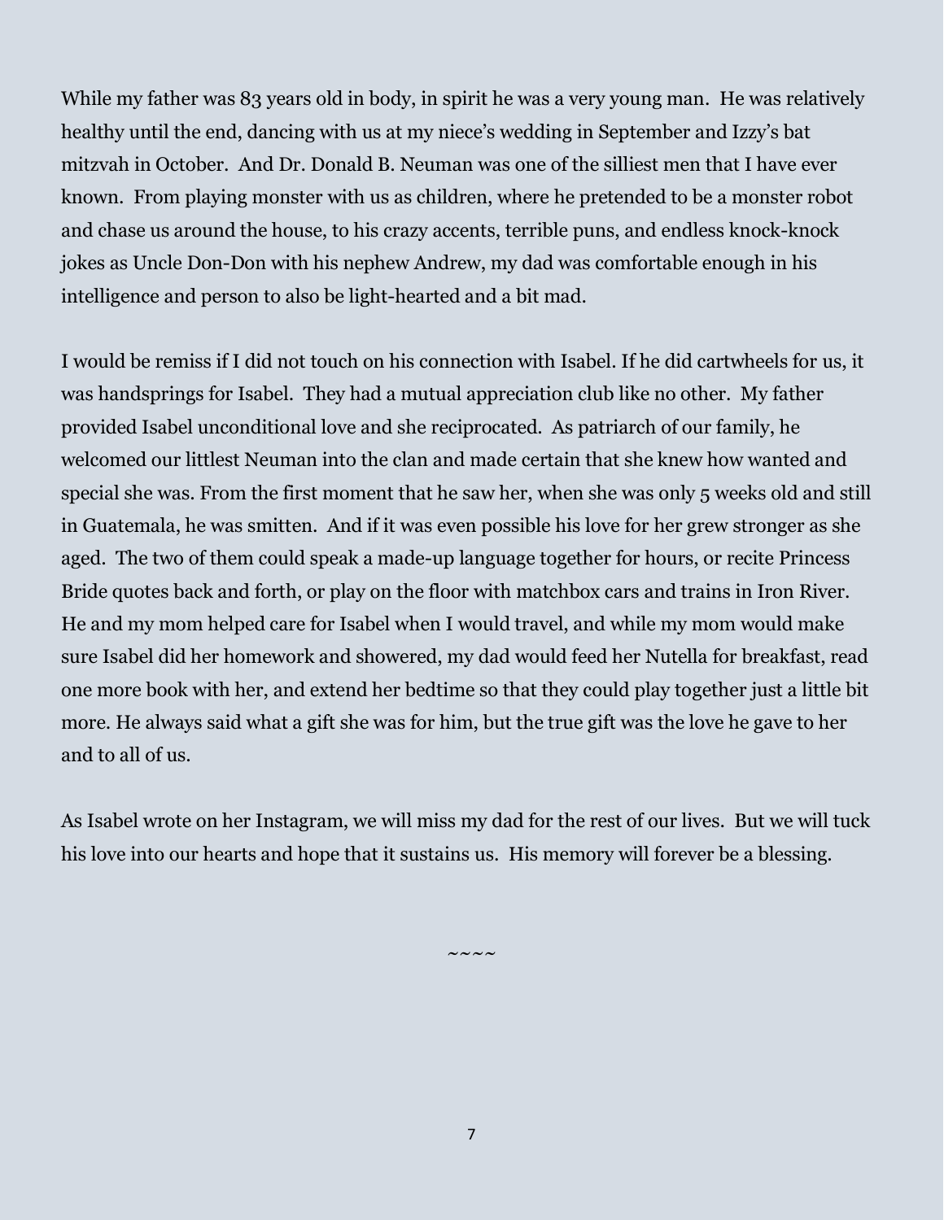While my father was 83 years old in body, in spirit he was a very young man. He was relatively healthy until the end, dancing with us at my niece's wedding in September and Izzy's bat mitzvah in October. And Dr. Donald B. Neuman was one of the silliest men that I have ever known. From playing monster with us as children, where he pretended to be a monster robot and chase us around the house, to his crazy accents, terrible puns, and endless knock-knock jokes as Uncle Don-Don with his nephew Andrew, my dad was comfortable enough in his intelligence and person to also be light-hearted and a bit mad.

I would be remiss if I did not touch on his connection with Isabel. If he did cartwheels for us, it was handsprings for Isabel. They had a mutual appreciation club like no other. My father provided Isabel unconditional love and she reciprocated. As patriarch of our family, he welcomed our littlest Neuman into the clan and made certain that she knew how wanted and special she was. From the first moment that he saw her, when she was only 5 weeks old and still in Guatemala, he was smitten. And if it was even possible his love for her grew stronger as she aged. The two of them could speak a made-up language together for hours, or recite Princess Bride quotes back and forth, or play on the floor with matchbox cars and trains in Iron River. He and my mom helped care for Isabel when I would travel, and while my mom would make sure Isabel did her homework and showered, my dad would feed her Nutella for breakfast, read one more book with her, and extend her bedtime so that they could play together just a little bit more. He always said what a gift she was for him, but the true gift was the love he gave to her and to all of us.

As Isabel wrote on her Instagram, we will miss my dad for the rest of our lives. But we will tuck his love into our hearts and hope that it sustains us. His memory will forever be a blessing.

~~~~